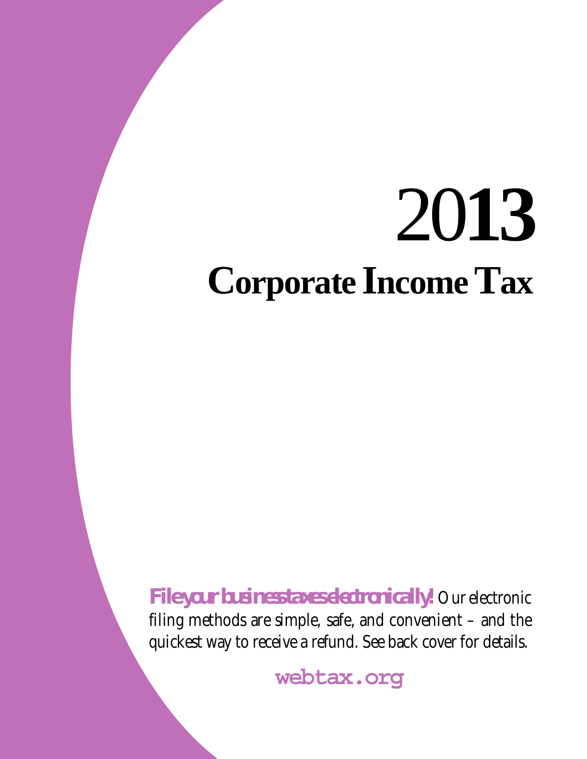# 2013

# Corporate Income Tax

**File your business taxes electronically!** Our electronic filing methods are simple, safe, and convenient – and the quickest way to receive a refund. See back cover for details.

**webtax.org**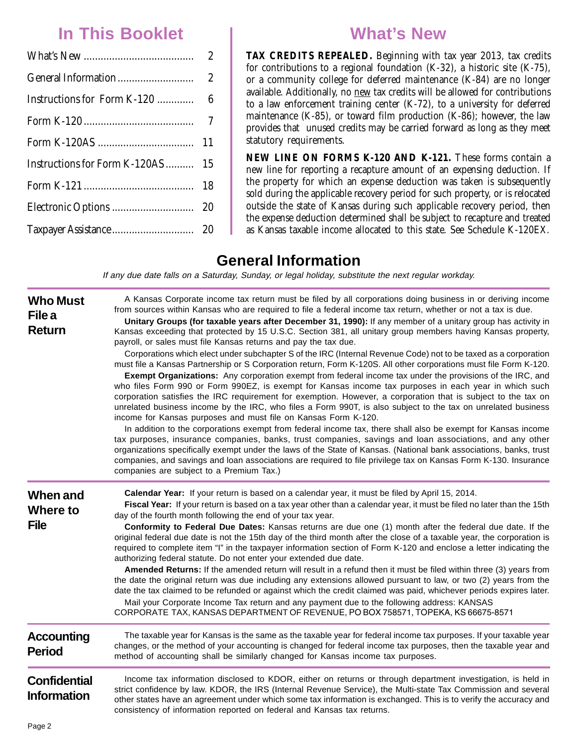## In This Booklet

| | |
|---|---|
| What's New | 2 |
| General Information | 2 |
| Instructions for Form K-120 | 6 |
| Form K-120 | 7 |
| Form K-120AS | 11 |
| Instructions for Form K-120AS | 15 |
| Form K-121 | 18 |
| Electronic Options | 20 |
| Taxpayer Assistance | 20 |

## What's New

**TAX CREDITS REPEALED.** Beginning with tax year 2013, tax credits for contributions to a regional foundation (K-32), a historic site (K-75), or a community college for deferred maintenance (K-84) are no longer available. Additionally, no new tax credits will be allowed for contributions to a law enforcement training center (K-72), to a university for deferred maintenance (K-85), or toward film production (K-86); however, the law provides that unused credits may be carried forward as long as they meet statutory requirements.

**NEW LINE ON FORMS K-120 AND K-121.** These forms contain a new line for reporting a recapture amount of an expensing deduction. If the property for which an expense deduction was taken is subsequently sold during the applicable recovery period for such property, or is relocated outside the state of Kansas during such applicable recovery period, then the expense deduction determined shall be subject to recapture and treated as Kansas taxable income allocated to this state. See Schedule K-120EX.

## General Information

*If any due date falls on a Saturday, Sunday, or legal holiday, substitute the next regular workday.*

### Who Must File a Return

A Kansas Corporate income tax return must be filed by all corporations doing business in or deriving income from sources within Kansas who are required to file a federal income tax return, whether or not a tax is due.

**Unitary Groups (for taxable years after December 31, 1990):** If any member of a unitary group has activity in Kansas exceeding that protected by 15 U.S.C. Section 381, all unitary group members having Kansas property, payroll, or sales must file Kansas returns and pay the tax due.

Corporations which elect under subchapter S of the IRC (Internal Revenue Code) not to be taxed as a corporation must file a Kansas Partnership or S Corporation return, Form K-120S. All other corporations must file Form K-120.

**Exempt Organizations:** Any corporation exempt from federal income tax under the provisions of the IRC, and who files Form 990 or Form 990EZ, is exempt for Kansas income tax purposes in each year in which such corporation satisfies the IRC requirement for exemption. However, a corporation that is subject to the tax on unrelated business income by the IRC, who files a Form 990T, is also subject to the tax on unrelated business income for Kansas purposes and must file on Kansas Form K-120.

In addition to the corporations exempt from federal income tax, there shall also be exempt for Kansas income tax purposes, insurance companies, banks, trust companies, savings and loan associations, and any other organizations specifically exempt under the laws of the State of Kansas. (National bank associations, banks, trust companies, and savings and loan associations are required to file privilege tax on Kansas Form K-130. Insurance companies are subject to a Premium Tax.)

### When and Where to File

**Calendar Year:** If your return is based on a calendar year, it must be filed by April 15, 2014.

**Fiscal Year:** If your return is based on a tax year other than a calendar year, it must be filed no later than the 15th day of the fourth month following the end of your tax year.

**Conformity to Federal Due Dates:** Kansas returns are due one (1) month after the federal due date. If the original federal due date is not the 15th day of the third month after the close of a taxable year, the corporation is required to complete item "I" in the taxpayer information section of Form K-120 and enclose a letter indicating the authorizing federal statute. Do not enter your extended due date.

**Amended Returns:** If the amended return will result in a refund then it must be filed within three (3) years from the date the original return was due including any extensions allowed pursuant to law, or two (2) years from the date the tax claimed to be refunded or against which the credit claimed was paid, whichever periods expires later.

Mail your Corporate Income Tax return and any payment due to the following address: KANSAS CORPORATE TAX, KANSAS DEPARTMENT OF REVENUE, PO BOX 758571, TOPEKA, KS 66675-8571

### Accounting Period

The taxable year for Kansas is the same as the taxable year for federal income tax purposes. If your taxable year changes, or the method of your accounting is changed for federal income tax purposes, then the taxable year and method of accounting shall be similarly changed for Kansas income tax purposes.

### Confidential Information

Income tax information disclosed to KDOR, either on returns or through department investigation, is held in strict confidence by law. KDOR, the IRS (Internal Revenue Service), the Multi-state Tax Commission and several other states have an agreement under which some tax information is exchanged. This is to verify the accuracy and consistency of information reported on federal and Kansas tax returns.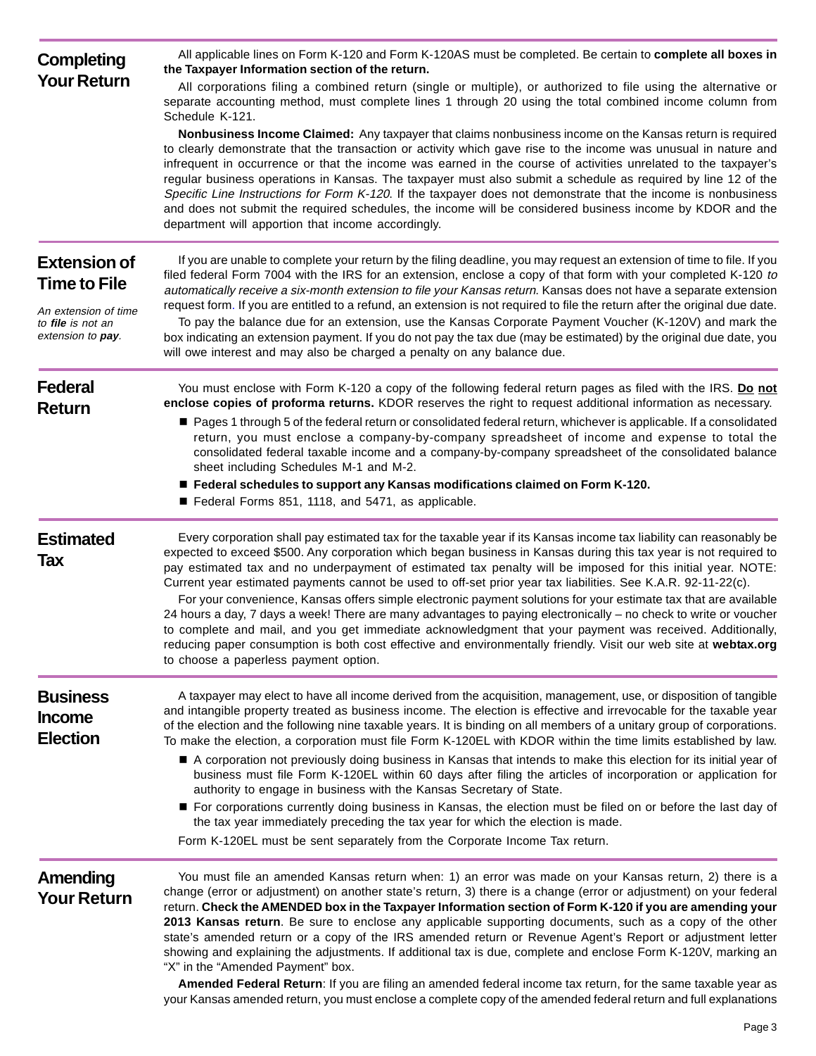## Completing Your Return

All applicable lines on Form K-120 and Form K-120AS must be completed. Be certain to **complete all boxes in the Taxpayer Information section of the return.**

All corporations filing a combined return (single or multiple), or authorized to file using the alternative or separate accounting method, must complete lines 1 through 20 using the total combined income column from Schedule K-121.

**Nonbusiness Income Claimed:** Any taxpayer that claims nonbusiness income on the Kansas return is required to clearly demonstrate that the transaction or activity which gave rise to the income was unusual in nature and infrequent in occurrence or that the income was earned in the course of activities unrelated to the taxpayer's regular business operations in Kansas. The taxpayer must also submit a schedule as required by line 12 of the *Specific Line Instructions for Form K-120*. If the taxpayer does not demonstrate that the income is nonbusiness and does not submit the required schedules, the income will be considered business income by KDOR and the department will apportion that income accordingly.

## Extension of Time to File

*An extension of time to **file** is not an extension to **pay**.*

If you are unable to complete your return by the filing deadline, you may request an extension of time to file. If you filed federal Form 7004 with the IRS for an extension, enclose a copy of that form with your completed K-120 *to automatically receive a six-month extension to file your Kansas return*. Kansas does not have a separate extension request form. If you are entitled to a refund, an extension is not required to file the return after the original due date.

To pay the balance due for an extension, use the Kansas Corporate Payment Voucher (K-120V) and mark the box indicating an extension payment. If you do not pay the tax due (may be estimated) by the original due date, you will owe interest and may also be charged a penalty on any balance due.

## Federal Return

You must enclose with Form K-120 a copy of the following federal return pages as filed with the IRS. **Do not enclose copies of proforma returns.** KDOR reserves the right to request additional information as necessary.

- Pages 1 through 5 of the federal return or consolidated federal return, whichever is applicable. If a consolidated return, you must enclose a company-by-company spreadsheet of income and expense to total the consolidated federal taxable income and a company-by-company spreadsheet of the consolidated balance sheet including Schedules M-1 and M-2.
- **Federal schedules to support any Kansas modifications claimed on Form K-120.**
- Federal Forms 851, 1118, and 5471, as applicable.

## Estimated Tax

Every corporation shall pay estimated tax for the taxable year if its Kansas income tax liability can reasonably be expected to exceed $500. Any corporation which began business in Kansas during this tax year is not required to pay estimated tax and no underpayment of estimated tax penalty will be imposed for this initial year. NOTE: Current year estimated payments cannot be used to off-set prior year tax liabilities. See K.A.R. 92-11-22(c).

For your convenience, Kansas offers simple electronic payment solutions for your estimate tax that are available 24 hours a day, 7 days a week! There are many advantages to paying electronically – no check to write or voucher to complete and mail, and you get immediate acknowledgment that your payment was received. Additionally, reducing paper consumption is both cost effective and environmentally friendly. Visit our web site at **webtax.org** to choose a paperless payment option.

## Business Income Election

A taxpayer may elect to have all income derived from the acquisition, management, use, or disposition of tangible and intangible property treated as business income. The election is effective and irrevocable for the taxable year of the election and the following nine taxable years. It is binding on all members of a unitary group of corporations. To make the election, a corporation must file Form K-120EL with KDOR within the time limits established by law.

- A corporation not previously doing business in Kansas that intends to make this election for its initial year of business must file Form K-120EL within 60 days after filing the articles of incorporation or application for authority to engage in business with the Kansas Secretary of State.
- For corporations currently doing business in Kansas, the election must be filed on or before the last day of the tax year immediately preceding the tax year for which the election is made.

Form K-120EL must be sent separately from the Corporate Income Tax return.

## Amending Your Return

You must file an amended Kansas return when: 1) an error was made on your Kansas return, 2) there is a change (error or adjustment) on another state's return, 3) there is a change (error or adjustment) on your federal return. **Check the AMENDED box in the Taxpayer Information section of Form K-120 if you are amending your 2013 Kansas return**. Be sure to enclose any applicable supporting documents, such as a copy of the other state's amended return or a copy of the IRS amended return or Revenue Agent's Report or adjustment letter showing and explaining the adjustments. If additional tax is due, complete and enclose Form K-120V, marking an "X" in the "Amended Payment" box.

**Amended Federal Return**: If you are filing an amended federal income tax return, for the same taxable year as your Kansas amended return, you must enclose a complete copy of the amended federal return and full explanations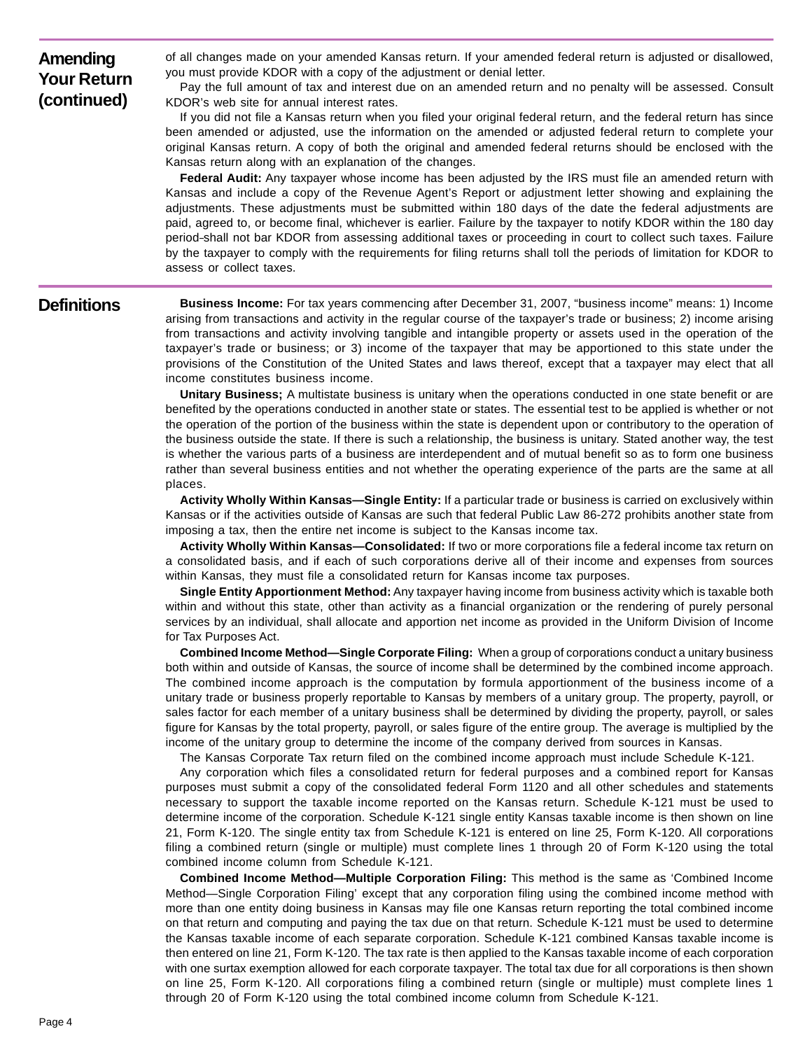## Amending Your Return (continued)

of all changes made on your amended Kansas return. If your amended federal return is adjusted or disallowed, you must provide KDOR with a copy of the adjustment or denial letter.

Pay the full amount of tax and interest due on an amended return and no penalty will be assessed. Consult KDOR's web site for annual interest rates.

If you did not file a Kansas return when you filed your original federal return, and the federal return has since been amended or adjusted, use the information on the amended or adjusted federal return to complete your original Kansas return. A copy of both the original and amended federal returns should be enclosed with the Kansas return along with an explanation of the changes.

**Federal Audit:** Any taxpayer whose income has been adjusted by the IRS must file an amended return with Kansas and include a copy of the Revenue Agent's Report or adjustment letter showing and explaining the adjustments. These adjustments must be submitted within 180 days of the date the federal adjustments are paid, agreed to, or become final, whichever is earlier. Failure by the taxpayer to notify KDOR within the 180 day period shall not bar KDOR from assessing additional taxes or proceeding in court to collect such taxes. Failure by the taxpayer to comply with the requirements for filing returns shall toll the periods of limitation for KDOR to assess or collect taxes.

## Definitions

**Business Income:** For tax years commencing after December 31, 2007, "business income" means: 1) Income arising from transactions and activity in the regular course of the taxpayer's trade or business; 2) income arising from transactions and activity involving tangible and intangible property or assets used in the operation of the taxpayer's trade or business; or 3) income of the taxpayer that may be apportioned to this state under the provisions of the Constitution of the United States and laws thereof, except that a taxpayer may elect that all income constitutes business income.

**Unitary Business;** A multistate business is unitary when the operations conducted in one state benefit or are benefited by the operations conducted in another state or states. The essential test to be applied is whether or not the operation of the portion of the business within the state is dependent upon or contributory to the operation of the business outside the state. If there is such a relationship, the business is unitary. Stated another way, the test is whether the various parts of a business are interdependent and of mutual benefit so as to form one business rather than several business entities and not whether the operating experience of the parts are the same at all places.

**Activity Wholly Within Kansas—Single Entity:** If a particular trade or business is carried on exclusively within Kansas or if the activities outside of Kansas are such that federal Public Law 86-272 prohibits another state from imposing a tax, then the entire net income is subject to the Kansas income tax.

**Activity Wholly Within Kansas—Consolidated:** If two or more corporations file a federal income tax return on a consolidated basis, and if each of such corporations derive all of their income and expenses from sources within Kansas, they must file a consolidated return for Kansas income tax purposes.

**Single Entity Apportionment Method:** Any taxpayer having income from business activity which is taxable both within and without this state, other than activity as a financial organization or the rendering of purely personal services by an individual, shall allocate and apportion net income as provided in the Uniform Division of Income for Tax Purposes Act.

**Combined Income Method—Single Corporate Filing:** When a group of corporations conduct a unitary business both within and outside of Kansas, the source of income shall be determined by the combined income approach. The combined income approach is the computation by formula apportionment of the business income of a unitary trade or business properly reportable to Kansas by members of a unitary group. The property, payroll, or sales factor for each member of a unitary business shall be determined by dividing the property, payroll, or sales figure for Kansas by the total property, payroll, or sales figure of the entire group. The average is multiplied by the income of the unitary group to determine the income of the company derived from sources in Kansas.

The Kansas Corporate Tax return filed on the combined income approach must include Schedule K-121.

Any corporation which files a consolidated return for federal purposes and a combined report for Kansas purposes must submit a copy of the consolidated federal Form 1120 and all other schedules and statements necessary to support the taxable income reported on the Kansas return. Schedule K-121 must be used to determine income of the corporation. Schedule K-121 single entity Kansas taxable income is then shown on line 21, Form K-120. The single entity tax from Schedule K-121 is entered on line 25, Form K-120. All corporations filing a combined return (single or multiple) must complete lines 1 through 20 of Form K-120 using the total combined income column from Schedule K-121.

**Combined Income Method—Multiple Corporation Filing:** This method is the same as 'Combined Income Method—Single Corporation Filing' except that any corporation filing using the combined income method with more than one entity doing business in Kansas may file one Kansas return reporting the total combined income on that return and computing and paying the tax due on that return. Schedule K-121 must be used to determine the Kansas taxable income of each separate corporation. Schedule K-121 combined Kansas taxable income is then entered on line 21, Form K-120. The tax rate is then applied to the Kansas taxable income of each corporation with one surtax exemption allowed for each corporate taxpayer. The total tax due for all corporations is then shown on line 25, Form K-120. All corporations filing a combined return (single or multiple) must complete lines 1 through 20 of Form K-120 using the total combined income column from Schedule K-121.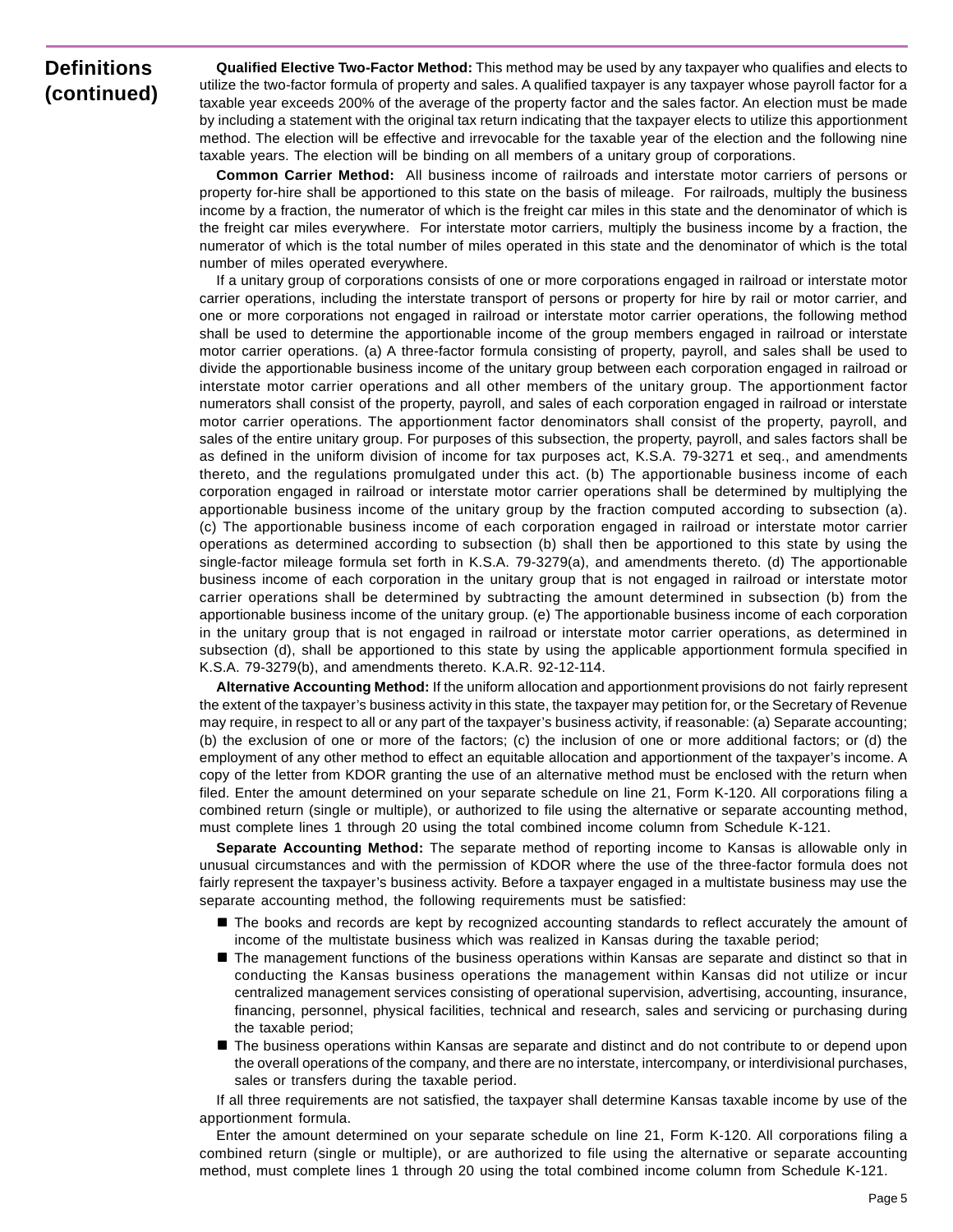## Definitions (continued)

**Qualified Elective Two-Factor Method:** This method may be used by any taxpayer who qualifies and elects to utilize the two-factor formula of property and sales. A qualified taxpayer is any taxpayer whose payroll factor for a taxable year exceeds 200% of the average of the property factor and the sales factor. An election must be made by including a statement with the original tax return indicating that the taxpayer elects to utilize this apportionment method. The election will be effective and irrevocable for the taxable year of the election and the following nine taxable years. The election will be binding on all members of a unitary group of corporations.

**Common Carrier Method:** All business income of railroads and interstate motor carriers of persons or property for-hire shall be apportioned to this state on the basis of mileage. For railroads, multiply the business income by a fraction, the numerator of which is the freight car miles in this state and the denominator of which is the freight car miles everywhere. For interstate motor carriers, multiply the business income by a fraction, the numerator of which is the total number of miles operated in this state and the denominator of which is the total number of miles operated everywhere.

If a unitary group of corporations consists of one or more corporations engaged in railroad or interstate motor carrier operations, including the interstate transport of persons or property for hire by rail or motor carrier, and one or more corporations not engaged in railroad or interstate motor carrier operations, the following method shall be used to determine the apportionable income of the group members engaged in railroad or interstate motor carrier operations. (a) A three-factor formula consisting of property, payroll, and sales shall be used to divide the apportionable business income of the unitary group between each corporation engaged in railroad or interstate motor carrier operations and all other members of the unitary group. The apportionment factor numerators shall consist of the property, payroll, and sales of each corporation engaged in railroad or interstate motor carrier operations. The apportionment factor denominators shall consist of the property, payroll, and sales of the entire unitary group. For purposes of this subsection, the property, payroll, and sales factors shall be as defined in the uniform division of income for tax purposes act, K.S.A. 79-3271 et seq., and amendments thereto, and the regulations promulgated under this act. (b) The apportionable business income of each corporation engaged in railroad or interstate motor carrier operations shall be determined by multiplying the apportionable business income of the unitary group by the fraction computed according to subsection (a). (c) The apportionable business income of each corporation engaged in railroad or interstate motor carrier operations as determined according to subsection (b) shall then be apportioned to this state by using the single-factor mileage formula set forth in K.S.A. 79-3279(a), and amendments thereto. (d) The apportionable business income of each corporation in the unitary group that is not engaged in railroad or interstate motor carrier operations shall be determined by subtracting the amount determined in subsection (b) from the apportionable business income of the unitary group. (e) The apportionable business income of each corporation in the unitary group that is not engaged in railroad or interstate motor carrier operations, as determined in subsection (d), shall be apportioned to this state by using the applicable apportionment formula specified in K.S.A. 79-3279(b), and amendments thereto. K.A.R. 92-12-114.

**Alternative Accounting Method:** If the uniform allocation and apportionment provisions do not fairly represent the extent of the taxpayer's business activity in this state, the taxpayer may petition for, or the Secretary of Revenue may require, in respect to all or any part of the taxpayer's business activity, if reasonable: (a) Separate accounting; (b) the exclusion of one or more of the factors; (c) the inclusion of one or more additional factors; or (d) the employment of any other method to effect an equitable allocation and apportionment of the taxpayer's income. A copy of the letter from KDOR granting the use of an alternative method must be enclosed with the return when filed. Enter the amount determined on your separate schedule on line 21, Form K-120. All corporations filing a combined return (single or multiple), or authorized to file using the alternative or separate accounting method, must complete lines 1 through 20 using the total combined income column from Schedule K-121.

**Separate Accounting Method:** The separate method of reporting income to Kansas is allowable only in unusual circumstances and with the permission of KDOR where the use of the three-factor formula does not fairly represent the taxpayer's business activity. Before a taxpayer engaged in a multistate business may use the separate accounting method, the following requirements must be satisfied:

- The books and records are kept by recognized accounting standards to reflect accurately the amount of income of the multistate business which was realized in Kansas during the taxable period;
- The management functions of the business operations within Kansas are separate and distinct so that in conducting the Kansas business operations the management within Kansas did not utilize or incur centralized management services consisting of operational supervision, advertising, accounting, insurance, financing, personnel, physical facilities, technical and research, sales and servicing or purchasing during the taxable period;
- The business operations within Kansas are separate and distinct and do not contribute to or depend upon the overall operations of the company, and there are no interstate, intercompany, or interdivisional purchases, sales or transfers during the taxable period.

If all three requirements are not satisfied, the taxpayer shall determine Kansas taxable income by use of the apportionment formula.

Enter the amount determined on your separate schedule on line 21, Form K-120. All corporations filing a combined return (single or multiple), or are authorized to file using the alternative or separate accounting method, must complete lines 1 through 20 using the total combined income column from Schedule K-121.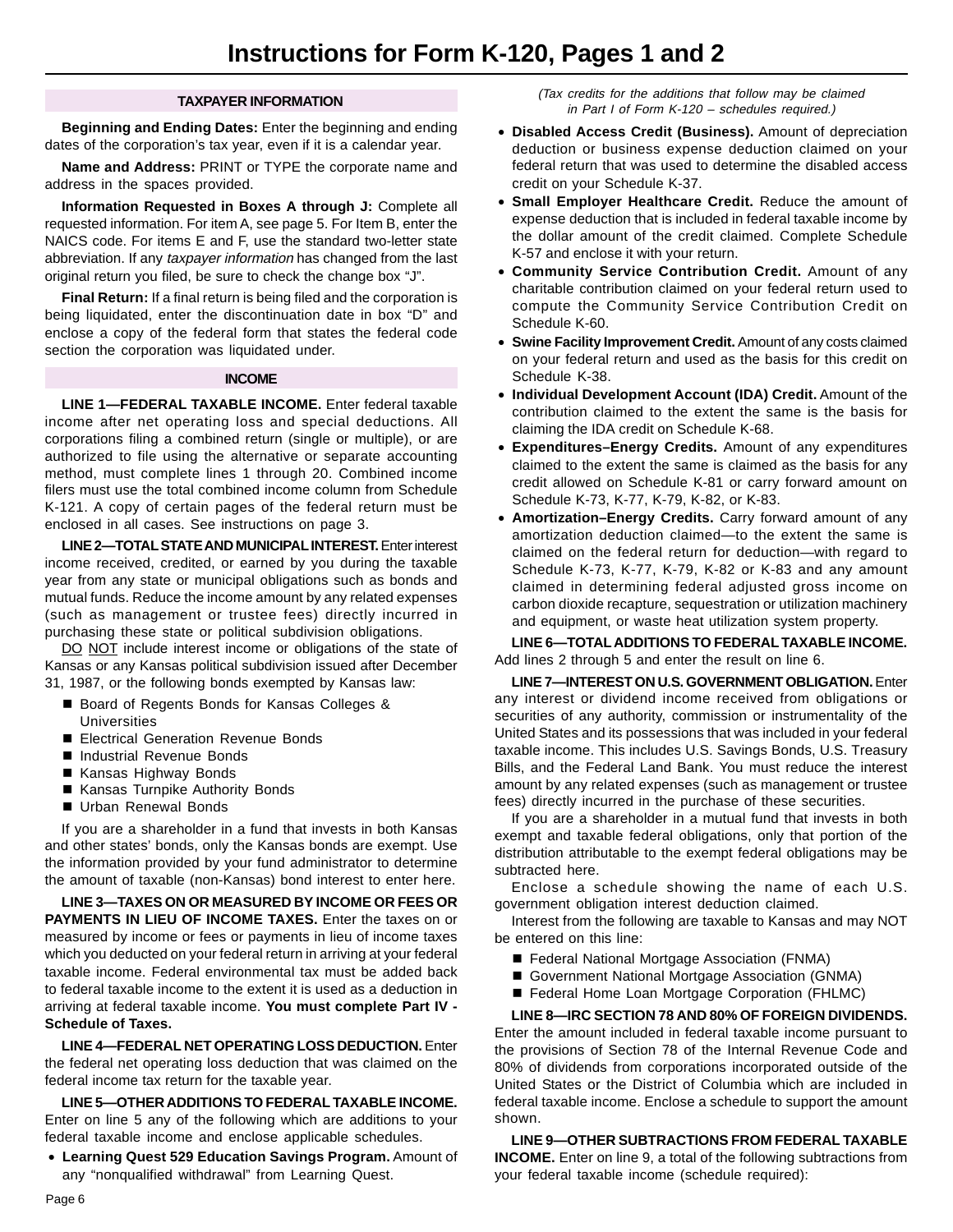# Instructions for Form K-120, Pages 1 and 2

## TAXPAYER INFORMATION

**Beginning and Ending Dates:** Enter the beginning and ending dates of the corporation's tax year, even if it is a calendar year.

**Name and Address:** PRINT or TYPE the corporate name and address in the spaces provided.

**Information Requested in Boxes A through J:** Complete all requested information. For item A, see page 5. For Item B, enter the NAICS code. For items E and F, use the standard two-letter state abbreviation. If any *taxpayer information* has changed from the last original return you filed, be sure to check the change box "J".

**Final Return:** If a final return is being filed and the corporation is being liquidated, enter the discontinuation date in box "D" and enclose a copy of the federal form that states the federal code section the corporation was liquidated under.

## INCOME

**LINE 1—FEDERAL TAXABLE INCOME.** Enter federal taxable income after net operating loss and special deductions. All corporations filing a combined return (single or multiple), or are authorized to file using the alternative or separate accounting method, must complete lines 1 through 20. Combined income filers must use the total combined income column from Schedule K-121. A copy of certain pages of the federal return must be enclosed in all cases. See instructions on page 3.

**LINE 2—TOTAL STATE AND MUNICIPAL INTEREST.** Enter interest income received, credited, or earned by you during the taxable year from any state or municipal obligations such as bonds and mutual funds. Reduce the income amount by any related expenses (such as management or trustee fees) directly incurred in purchasing these state or political subdivision obligations.

DO NOT include interest income or obligations of the state of Kansas or any Kansas political subdivision issued after December 31, 1987, or the following bonds exempted by Kansas law:

- Board of Regents Bonds for Kansas Colleges & Universities
- Electrical Generation Revenue Bonds
- Industrial Revenue Bonds
- Kansas Highway Bonds
- Kansas Turnpike Authority Bonds
- Urban Renewal Bonds

If you are a shareholder in a fund that invests in both Kansas and other states' bonds, only the Kansas bonds are exempt. Use the information provided by your fund administrator to determine the amount of taxable (non-Kansas) bond interest to enter here.

**LINE 3—TAXES ON OR MEASURED BY INCOME OR FEES OR PAYMENTS IN LIEU OF INCOME TAXES.** Enter the taxes on or measured by income or fees or payments in lieu of income taxes which you deducted on your federal return in arriving at your federal taxable income. Federal environmental tax must be added back to federal taxable income to the extent it is used as a deduction in arriving at federal taxable income. **You must complete Part IV - Schedule of Taxes.**

**LINE 4—FEDERAL NET OPERATING LOSS DEDUCTION.** Enter the federal net operating loss deduction that was claimed on the federal income tax return for the taxable year.

**LINE 5—OTHER ADDITIONS TO FEDERAL TAXABLE INCOME.** Enter on line 5 any of the following which are additions to your federal taxable income and enclose applicable schedules.

- **Learning Quest 529 Education Savings Program.** Amount of any "nonqualified withdrawal" from Learning Quest.

*(Tax credits for the additions that follow may be claimed in Part I of Form K-120 – schedules required.)*

- **Disabled Access Credit (Business).** Amount of depreciation deduction or business expense deduction claimed on your federal return that was used to determine the disabled access credit on your Schedule K-37.
- **Small Employer Healthcare Credit.** Reduce the amount of expense deduction that is included in federal taxable income by the dollar amount of the credit claimed. Complete Schedule K-57 and enclose it with your return.
- **Community Service Contribution Credit.** Amount of any charitable contribution claimed on your federal return used to compute the Community Service Contribution Credit on Schedule K-60.
- **Swine Facility Improvement Credit.** Amount of any costs claimed on your federal return and used as the basis for this credit on Schedule K-38.
- **Individual Development Account (IDA) Credit.** Amount of the contribution claimed to the extent the same is the basis for claiming the IDA credit on Schedule K-68.
- **Expenditures–Energy Credits.** Amount of any expenditures claimed to the extent the same is claimed as the basis for any credit allowed on Schedule K-81 or carry forward amount on Schedule K-73, K-77, K-79, K-82, or K-83.
- **Amortization–Energy Credits.** Carry forward amount of any amortization deduction claimed—to the extent the same is claimed on the federal return for deduction—with regard to Schedule K-73, K-77, K-79, K-82 or K-83 and any amount claimed in determining federal adjusted gross income on carbon dioxide recapture, sequestration or utilization machinery and equipment, or waste heat utilization system property.

**LINE 6—TOTAL ADDITIONS TO FEDERAL TAXABLE INCOME.** Add lines 2 through 5 and enter the result on line 6.

**LINE 7—INTEREST ON U.S. GOVERNMENT OBLIGATION.** Enter any interest or dividend income received from obligations or securities of any authority, commission or instrumentality of the United States and its possessions that was included in your federal taxable income. This includes U.S. Savings Bonds, U.S. Treasury Bills, and the Federal Land Bank. You must reduce the interest amount by any related expenses (such as management or trustee fees) directly incurred in the purchase of these securities.

If you are a shareholder in a mutual fund that invests in both exempt and taxable federal obligations, only that portion of the distribution attributable to the exempt federal obligations may be subtracted here.

Enclose a schedule showing the name of each U.S. government obligation interest deduction claimed.

Interest from the following are taxable to Kansas and may NOT be entered on this line:

- Federal National Mortgage Association (FNMA)
- Government National Mortgage Association (GNMA)
- Federal Home Loan Mortgage Corporation (FHLMC)

**LINE 8—IRC SECTION 78 AND 80% OF FOREIGN DIVIDENDS.** Enter the amount included in federal taxable income pursuant to the provisions of Section 78 of the Internal Revenue Code and 80% of dividends from corporations incorporated outside of the United States or the District of Columbia which are included in federal taxable income. Enclose a schedule to support the amount shown.

**LINE 9—OTHER SUBTRACTIONS FROM FEDERAL TAXABLE INCOME.** Enter on line 9, a total of the following subtractions from your federal taxable income (schedule required):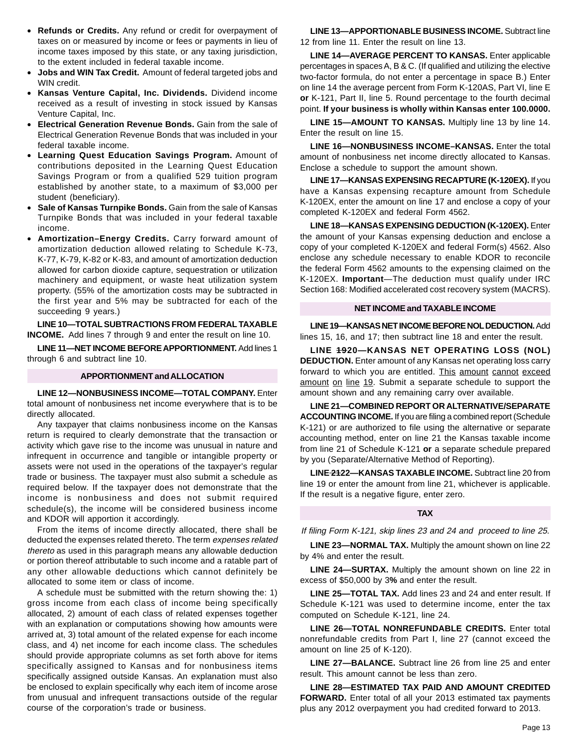- **Refunds or Credits.** Any refund or credit for overpayment of taxes on or measured by income or fees or payments in lieu of income taxes imposed by this state, or any taxing jurisdiction, to the extent included in federal taxable income.
- **Jobs and WIN Tax Credit.** Amount of federal targeted jobs and WIN credit.
- **Kansas Venture Capital, Inc. Dividends.** Dividend income received as a result of investing in stock issued by Kansas Venture Capital, Inc.
- **Electrical Generation Revenue Bonds.** Gain from the sale of Electrical Generation Revenue Bonds that was included in your federal taxable income.
- **Learning Quest Education Savings Program.** Amount of contributions deposited in the Learning Quest Education Savings Program or from a qualified 529 tuition program established by another state, to a maximum of $3,000 per student (beneficiary).
- **Sale of Kansas Turnpike Bonds.** Gain from the sale of Kansas Turnpike Bonds that was included in your federal taxable income.
- **Amortization–Energy Credits.** Carry forward amount of amortization deduction allowed relating to Schedule K-73, K-77, K-79, K-82 or K-83, and amount of amortization deduction allowed for carbon dioxide capture, sequestration or utilization machinery and equipment, or waste heat utilization system property. (55% of the amortization costs may be subtracted in the first year and 5% may be subtracted for each of the succeeding 9 years.)

**LINE 10—TOTAL SUBTRACTIONS FROM FEDERAL TAXABLE INCOME.** Add lines 7 through 9 and enter the result on line 10.

**LINE 11—NET INCOME BEFORE APPORTIONMENT.** Add lines 1 through 6 and subtract line 10.

## APPORTIONMENT and ALLOCATION

**LINE 12—NONBUSINESS INCOME—TOTAL COMPANY.** Enter total amount of nonbusiness net income everywhere that is to be directly allocated.

Any taxpayer that claims nonbusiness income on the Kansas return is required to clearly demonstrate that the transaction or activity which gave rise to the income was unusual in nature and infrequent in occurrence and tangible or intangible property or assets were not used in the operations of the taxpayer's regular trade or business. The taxpayer must also submit a schedule as required below. If the taxpayer does not demonstrate that the income is nonbusiness and does not submit required schedule(s), the income will be considered business income and KDOR will apportion it accordingly.

From the items of income directly allocated, there shall be deducted the expenses related thereto. The term *expenses related thereto* as used in this paragraph means any allowable deduction or portion thereof attributable to such income and a ratable part of any other allowable deductions which cannot definitely be allocated to some item or class of income.

A schedule must be submitted with the return showing the: 1) gross income from each class of income being specifically allocated, 2) amount of each class of related expenses together with an explanation or computations showing how amounts were arrived at, 3) total amount of the related expense for each income class, and 4) net income for each income class. The schedules should provide appropriate columns as set forth above for items specifically assigned to Kansas and for nonbusiness items specifically assigned outside Kansas. An explanation must also be enclosed to explain specifically why each item of income arose from unusual and infrequent transactions outside of the regular course of the corporation's trade or business.

**LINE 13—APPORTIONABLE BUSINESS INCOME.** Subtract line 12 from line 11. Enter the result on line 13.

**LINE 14—AVERAGE PERCENT TO KANSAS.** Enter applicable percentages in spaces A, B & C. (If qualified and utilizing the elective two-factor formula, do not enter a percentage in space B.) Enter on line 14 the average percent from Form K-120AS, Part VI, line E **or** K-121, Part II, line 5. Round percentage to the fourth decimal point. **If your business is wholly within Kansas enter 100.0000.**

**LINE 15—AMOUNT TO KANSAS.** Multiply line 13 by line 14. Enter the result on line 15.

**LINE 16—NONBUSINESS INCOME–KANSAS.** Enter the total amount of nonbusiness net income directly allocated to Kansas. Enclose a schedule to support the amount shown.

**LINE 17—KANSAS EXPENSING RECAPTURE (K-120EX).** If you have a Kansas expensing recapture amount from Schedule K-120EX, enter the amount on line 17 and enclose a copy of your completed K-120EX and federal Form 4562.

**LINE 18—KANSAS EXPENSING DEDUCTION (K-120EX).** Enter the amount of your Kansas expensing deduction and enclose a copy of your completed K-120EX and federal Form(s) 4562. Also enclose any schedule necessary to enable KDOR to reconcile the federal Form 4562 amounts to the expensing claimed on the K-120EX. **Important**—The deduction must qualify under IRC Section 168: Modified accelerated cost recovery system (MACRS).

## NET INCOME and TAXABLE INCOME

**LINE 19—KANSAS NET INCOME BEFORE NOL DEDUCTION.** Add lines 15, 16, and 17; then subtract line 18 and enter the result.

**LINE ~~19~~20—KANSAS NET OPERATING LOSS (NOL) DEDUCTION.** Enter amount of any Kansas net operating loss carry forward to which you are entitled. This amount cannot exceed amount on line 19. Submit a separate schedule to support the amount shown and any remaining carry over available.

**LINE 21—COMBINED REPORT OR ALTERNATIVE/SEPARATE ACCOUNTING INCOME.** If you are filing a combined report (Schedule K-121) or are authorized to file using the alternative or separate accounting method, enter on line 21 the Kansas taxable income from line 21 of Schedule K-121 **or** a separate schedule prepared by you (Separate/Alternative Method of Reporting).

**LINE ~~21~~22—KANSAS TAXABLE INCOME.** Subtract line 20 from line 19 or enter the amount from line 21, whichever is applicable. If the result is a negative figure, enter zero.

## TAX

*If filing Form K-121, skip lines 23 and 24 and proceed to line 25.*

**LINE 23—NORMAL TAX.** Multiply the amount shown on line 22 by 4% and enter the result.

**LINE 24—SURTAX.** Multiply the amount shown on line 22 in excess of $50,000 by 3**%** and enter the result.

**LINE 25—TOTAL TAX.** Add lines 23 and 24 and enter result. If Schedule K-121 was used to determine income, enter the tax computed on Schedule K-121, line 24.

**LINE 26—TOTAL NONREFUNDABLE CREDITS.** Enter total nonrefundable credits from Part I, line 27 (cannot exceed the amount on line 25 of K-120).

**LINE 27—BALANCE.** Subtract line 26 from line 25 and enter result. This amount cannot be less than zero.

**LINE 28—ESTIMATED TAX PAID AND AMOUNT CREDITED FORWARD.** Enter total of all your 2013 estimated tax payments plus any 2012 overpayment you had credited forward to 2013.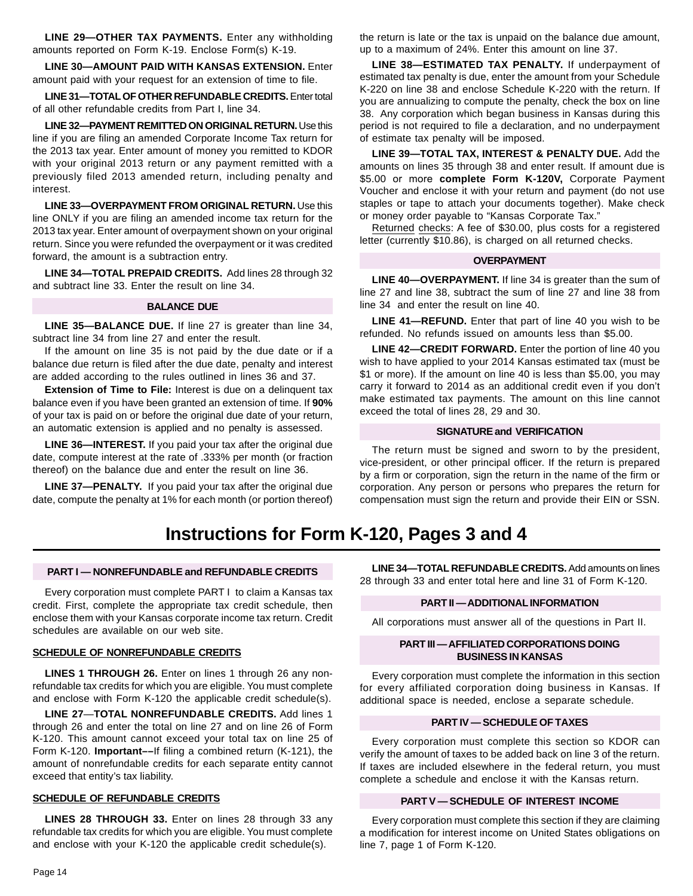**LINE 29—OTHER TAX PAYMENTS.** Enter any withholding amounts reported on Form K-19. Enclose Form(s) K-19.

**LINE 30—AMOUNT PAID WITH KANSAS EXTENSION.** Enter amount paid with your request for an extension of time to file.

**LINE 31—TOTAL OF OTHER REFUNDABLE CREDITS.** Enter total of all other refundable credits from Part I, line 34.

**LINE 32—PAYMENT REMITTED ON ORIGINAL RETURN.** Use this line if you are filing an amended Corporate Income Tax return for the 2013 tax year. Enter amount of money you remitted to KDOR with your original 2013 return or any payment remitted with a previously filed 2013 amended return, including penalty and interest.

**LINE 33—OVERPAYMENT FROM ORIGINAL RETURN.** Use this line ONLY if you are filing an amended income tax return for the 2013 tax year. Enter amount of overpayment shown on your original return. Since you were refunded the overpayment or it was credited forward, the amount is a subtraction entry.

**LINE 34—TOTAL PREPAID CREDITS.** Add lines 28 through 32 and subtract line 33. Enter the result on line 34.

### BALANCE DUE

**LINE 35—BALANCE DUE.** If line 27 is greater than line 34, subtract line 34 from line 27 and enter the result.

If the amount on line 35 is not paid by the due date or if a balance due return is filed after the due date, penalty and interest are added according to the rules outlined in lines 36 and 37.

**Extension of Time to File:** Interest is due on a delinquent tax balance even if you have been granted an extension of time. If **90%** of your tax is paid on or before the original due date of your return, an automatic extension is applied and no penalty is assessed.

**LINE 36—INTEREST.** If you paid your tax after the original due date, compute interest at the rate of .333% per month (or fraction thereof) on the balance due and enter the result on line 36.

**LINE 37—PENALTY.** If you paid your tax after the original due date, compute the penalty at 1% for each month (or portion thereof) the return is late or the tax is unpaid on the balance due amount, up to a maximum of 24%. Enter this amount on line 37.

**LINE 38—ESTIMATED TAX PENALTY.** If underpayment of estimated tax penalty is due, enter the amount from your Schedule K-220 on line 38 and enclose Schedule K-220 with the return. If you are annualizing to compute the penalty, check the box on line 38. Any corporation which began business in Kansas during this period is not required to file a declaration, and no underpayment of estimate tax penalty will be imposed.

**LINE 39—TOTAL TAX, INTEREST & PENALTY DUE.** Add the amounts on lines 35 through 38 and enter result. If amount due is $5.00 or more **complete Form K-120V,** Corporate Payment Voucher and enclose it with your return and payment (do not use staples or tape to attach your documents together). Make check or money order payable to "Kansas Corporate Tax."

Returned checks: A fee of $30.00, plus costs for a registered letter (currently $10.86), is charged on all returned checks.

### OVERPAYMENT

**LINE 40—OVERPAYMENT.** If line 34 is greater than the sum of line 27 and line 38, subtract the sum of line 27 and line 38 from line 34 and enter the result on line 40.

**LINE 41—REFUND.** Enter that part of line 40 you wish to be refunded. No refunds issued on amounts less than $5.00.

**LINE 42—CREDIT FORWARD.** Enter the portion of line 40 you wish to have applied to your 2014 Kansas estimated tax (must be $1 or more). If the amount on line 40 is less than $5.00, you may carry it forward to 2014 as an additional credit even if you don't make estimated tax payments. The amount on this line cannot exceed the total of lines 28, 29 and 30.

### SIGNATURE and VERIFICATION

The return must be signed and sworn to by the president, vice-president, or other principal officer. If the return is prepared by a firm or corporation, sign the return in the name of the firm or corporation. Any person or persons who prepares the return for compensation must sign the return and provide their EIN or SSN.

# Instructions for Form K-120, Pages 3 and 4

### PART I — NONREFUNDABLE and REFUNDABLE CREDITS

Every corporation must complete PART I to claim a Kansas tax credit. First, complete the appropriate tax credit schedule, then enclose them with your Kansas corporate income tax return. Credit schedules are available on our web site.

#### SCHEDULE OF NONREFUNDABLE CREDITS

**LINES 1 THROUGH 26.** Enter on lines 1 through 26 any nonrefundable tax credits for which you are eligible. You must complete and enclose with Form K-120 the applicable credit schedule(s).

**LINE 27—TOTAL NONREFUNDABLE CREDITS.** Add lines 1 through 26 and enter the total on line 27 and on line 26 of Form K-120. This amount cannot exceed your total tax on line 25 of Form K-120. **Important––**If filing a combined return (K-121), the amount of nonrefundable credits for each separate entity cannot exceed that entity's tax liability.

#### SCHEDULE OF REFUNDABLE CREDITS

**LINES 28 THROUGH 33.** Enter on lines 28 through 33 any refundable tax credits for which you are eligible. You must complete and enclose with your K-120 the applicable credit schedule(s).

**LINE 34—TOTAL REFUNDABLE CREDITS.** Add amounts on lines 28 through 33 and enter total here and line 31 of Form K-120.

### PART II — ADDITIONAL INFORMATION

All corporations must answer all of the questions in Part II.

### PART III — AFFILIATED CORPORATIONS DOING BUSINESS IN KANSAS

Every corporation must complete the information in this section for every affiliated corporation doing business in Kansas. If additional space is needed, enclose a separate schedule.

### PART IV — SCHEDULE OF TAXES

Every corporation must complete this section so KDOR can verify the amount of taxes to be added back on line 3 of the return. If taxes are included elsewhere in the federal return, you must complete a schedule and enclose it with the Kansas return.

### PART V — SCHEDULE OF INTEREST INCOME

Every corporation must complete this section if they are claiming a modification for interest income on United States obligations on line 7, page 1 of Form K-120.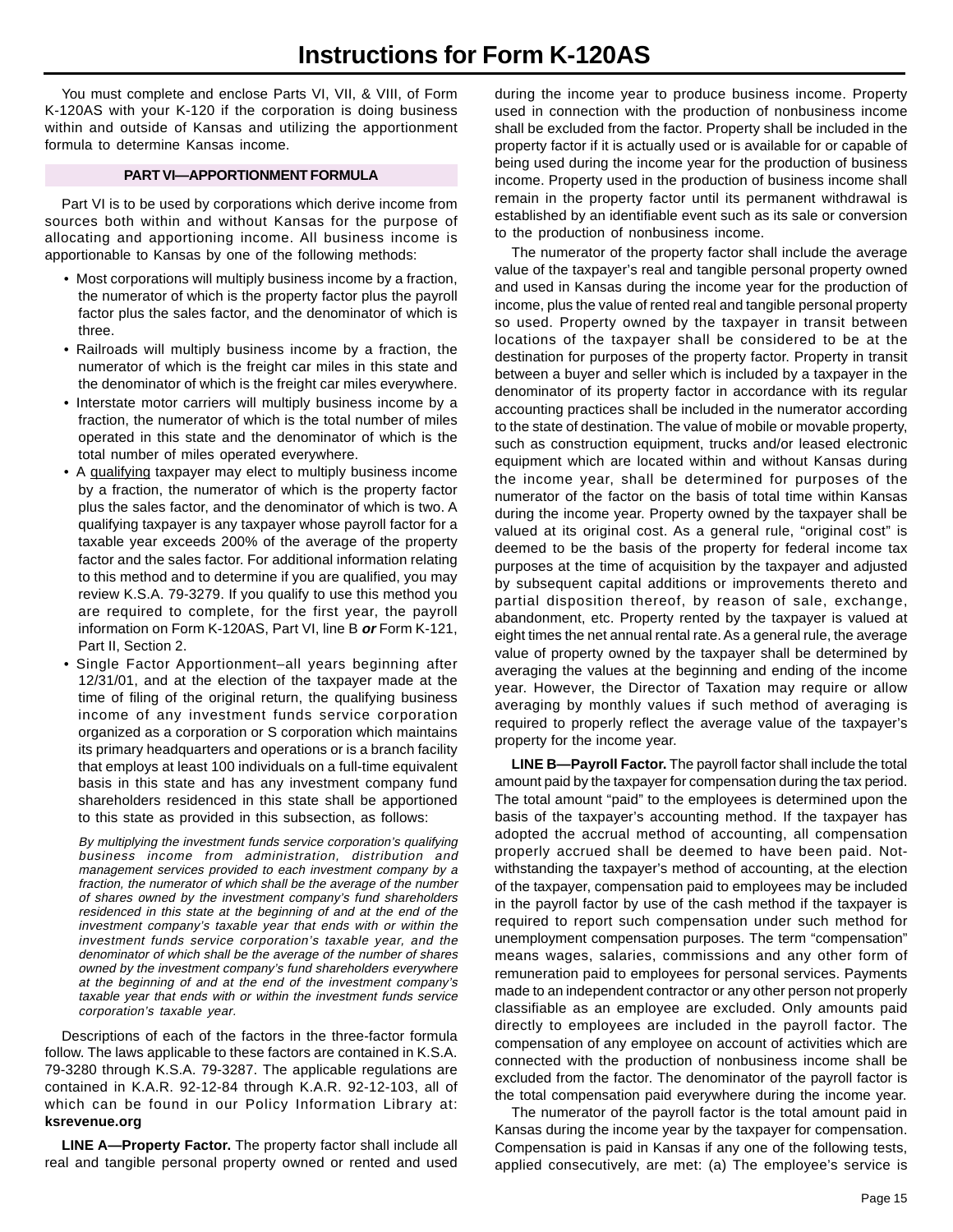# Instructions for Form K-120AS

You must complete and enclose Parts VI, VII, & VIII, of Form K-120AS with your K-120 if the corporation is doing business within and outside of Kansas and utilizing the apportionment formula to determine Kansas income.

## PART VI—APPORTIONMENT FORMULA

Part VI is to be used by corporations which derive income from sources both within and without Kansas for the purpose of allocating and apportioning income. All business income is apportionable to Kansas by one of the following methods:

- Most corporations will multiply business income by a fraction, the numerator of which is the property factor plus the payroll factor plus the sales factor, and the denominator of which is three.
- Railroads will multiply business income by a fraction, the numerator of which is the freight car miles in this state and the denominator of which is the freight car miles everywhere.
- Interstate motor carriers will multiply business income by a fraction, the numerator of which is the total number of miles operated in this state and the denominator of which is the total number of miles operated everywhere.
- A qualifying taxpayer may elect to multiply business income by a fraction, the numerator of which is the property factor plus the sales factor, and the denominator of which is two. A qualifying taxpayer is any taxpayer whose payroll factor for a taxable year exceeds 200% of the average of the property factor and the sales factor. For additional information relating to this method and to determine if you are qualified, you may review K.S.A. 79-3279. If you qualify to use this method you are required to complete, for the first year, the payroll information on Form K-120AS, Part VI, line B ***or*** Form K-121, Part II, Section 2.
- Single Factor Apportionment–all years beginning after 12/31/01, and at the election of the taxpayer made at the time of filing of the original return, the qualifying business income of any investment funds service corporation organized as a corporation or S corporation which maintains its primary headquarters and operations or is a branch facility that employs at least 100 individuals on a full-time equivalent basis in this state and has any investment company fund shareholders residenced in this state shall be apportioned to this state as provided in this subsection, as follows:

  *By multiplying the investment funds service corporation's qualifying business income from administration, distribution and management services provided to each investment company by a fraction, the numerator of which shall be the average of the number of shares owned by the investment company's fund shareholders residenced in this state at the beginning of and at the end of the investment company's taxable year that ends with or within the investment funds service corporation's taxable year, and the denominator of which shall be the average of the number of shares owned by the investment company's fund shareholders everywhere at the beginning of and at the end of the investment company's taxable year that ends with or within the investment funds service corporation's taxable year.*

Descriptions of each of the factors in the three-factor formula follow. The laws applicable to these factors are contained in K.S.A. 79-3280 through K.S.A. 79-3287. The applicable regulations are contained in K.A.R. 92-12-84 through K.A.R. 92-12-103, all of which can be found in our Policy Information Library at: **ksrevenue.org**

**LINE A—Property Factor.** The property factor shall include all real and tangible personal property owned or rented and used during the income year to produce business income. Property used in connection with the production of nonbusiness income shall be excluded from the factor. Property shall be included in the property factor if it is actually used or is available for or capable of being used during the income year for the production of business income. Property used in the production of business income shall remain in the property factor until its permanent withdrawal is established by an identifiable event such as its sale or conversion to the production of nonbusiness income.

The numerator of the property factor shall include the average value of the taxpayer's real and tangible personal property owned and used in Kansas during the income year for the production of income, plus the value of rented real and tangible personal property so used. Property owned by the taxpayer in transit between locations of the taxpayer shall be considered to be at the destination for purposes of the property factor. Property in transit between a buyer and seller which is included by a taxpayer in the denominator of its property factor in accordance with its regular accounting practices shall be included in the numerator according to the state of destination. The value of mobile or movable property, such as construction equipment, trucks and/or leased electronic equipment which are located within and without Kansas during the income year, shall be determined for purposes of the numerator of the factor on the basis of total time within Kansas during the income year. Property owned by the taxpayer shall be valued at its original cost. As a general rule, "original cost" is deemed to be the basis of the property for federal income tax purposes at the time of acquisition by the taxpayer and adjusted by subsequent capital additions or improvements thereto and partial disposition thereof, by reason of sale, exchange, abandonment, etc. Property rented by the taxpayer is valued at eight times the net annual rental rate. As a general rule, the average value of property owned by the taxpayer shall be determined by averaging the values at the beginning and ending of the income year. However, the Director of Taxation may require or allow averaging by monthly values if such method of averaging is required to properly reflect the average value of the taxpayer's property for the income year.

**LINE B—Payroll Factor.** The payroll factor shall include the total amount paid by the taxpayer for compensation during the tax period. The total amount "paid" to the employees is determined upon the basis of the taxpayer's accounting method. If the taxpayer has adopted the accrual method of accounting, all compensation properly accrued shall be deemed to have been paid. Notwithstanding the taxpayer's method of accounting, at the election of the taxpayer, compensation paid to employees may be included in the payroll factor by use of the cash method if the taxpayer is required to report such compensation under such method for unemployment compensation purposes. The term "compensation" means wages, salaries, commissions and any other form of remuneration paid to employees for personal services. Payments made to an independent contractor or any other person not properly classifiable as an employee are excluded. Only amounts paid directly to employees are included in the payroll factor. The compensation of any employee on account of activities which are connected with the production of nonbusiness income shall be excluded from the factor. The denominator of the payroll factor is the total compensation paid everywhere during the income year.

The numerator of the payroll factor is the total amount paid in Kansas during the income year by the taxpayer for compensation. Compensation is paid in Kansas if any one of the following tests, applied consecutively, are met: (a) The employee's service is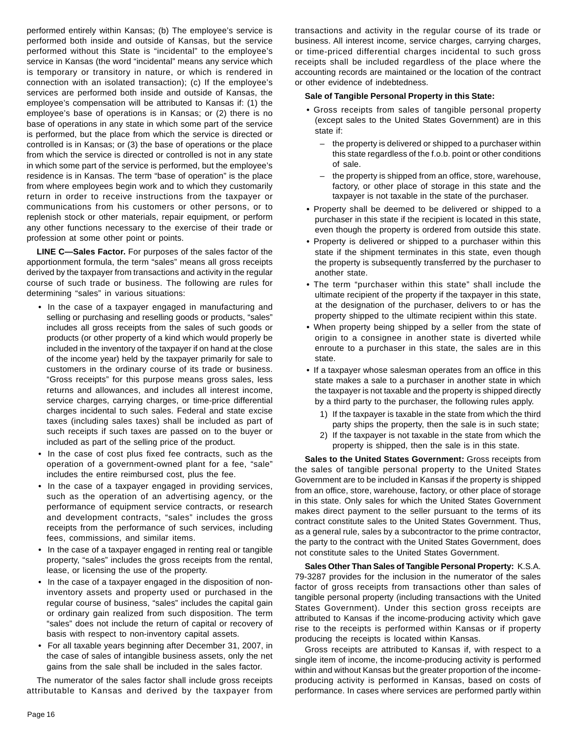performed entirely within Kansas; (b) The employee's service is performed both inside and outside of Kansas, but the service performed without this State is "incidental" to the employee's service in Kansas (the word "incidental" means any service which is temporary or transitory in nature, or which is rendered in connection with an isolated transaction); (c) If the employee's services are performed both inside and outside of Kansas, the employee's compensation will be attributed to Kansas if: (1) the employee's base of operations is in Kansas; or (2) there is no base of operations in any state in which some part of the service is performed, but the place from which the service is directed or controlled is in Kansas; or (3) the base of operations or the place from which the service is directed or controlled is not in any state in which some part of the service is performed, but the employee's residence is in Kansas. The term "base of operation" is the place from where employees begin work and to which they customarily return in order to receive instructions from the taxpayer or communications from his customers or other persons, or to replenish stock or other materials, repair equipment, or perform any other functions necessary to the exercise of their trade or profession at some other point or points.

**LINE C—Sales Factor.** For purposes of the sales factor of the apportionment formula, the term "sales" means all gross receipts derived by the taxpayer from transactions and activity in the regular course of such trade or business. The following are rules for determining "sales" in various situations:

- In the case of a taxpayer engaged in manufacturing and selling or purchasing and reselling goods or products, "sales" includes all gross receipts from the sales of such goods or products (or other property of a kind which would properly be included in the inventory of the taxpayer if on hand at the close of the income year) held by the taxpayer primarily for sale to customers in the ordinary course of its trade or business. "Gross receipts" for this purpose means gross sales, less returns and allowances, and includes all interest income, service charges, carrying charges, or time-price differential charges incidental to such sales. Federal and state excise taxes (including sales taxes) shall be included as part of such receipts if such taxes are passed on to the buyer or included as part of the selling price of the product.
- In the case of cost plus fixed fee contracts, such as the operation of a government-owned plant for a fee, "sale" includes the entire reimbursed cost, plus the fee.
- In the case of a taxpayer engaged in providing services, such as the operation of an advertising agency, or the performance of equipment service contracts, or research and development contracts, "sales" includes the gross receipts from the performance of such services, including fees, commissions, and similar items.
- In the case of a taxpayer engaged in renting real or tangible property, "sales" includes the gross receipts from the rental, lease, or licensing the use of the property.
- In the case of a taxpayer engaged in the disposition of non-inventory assets and property used or purchased in the regular course of business, "sales" includes the capital gain or ordinary gain realized from such disposition. The term "sales" does not include the return of capital or recovery of basis with respect to non-inventory capital assets.
- For all taxable years beginning after December 31, 2007, in the case of sales of intangible business assets, only the net gains from the sale shall be included in the sales factor.

The numerator of the sales factor shall include gross receipts attributable to Kansas and derived by the taxpayer from transactions and activity in the regular course of its trade or business. All interest income, service charges, carrying charges, or time-priced differential charges incidental to such gross receipts shall be included regardless of the place where the accounting records are maintained or the location of the contract or other evidence of indebtedness.

**Sale of Tangible Personal Property in this State:**

- Gross receipts from sales of tangible personal property (except sales to the United States Government) are in this state if:
  - the property is delivered or shipped to a purchaser within this state regardless of the f.o.b. point or other conditions of sale.
  - the property is shipped from an office, store, warehouse, factory, or other place of storage in this state and the taxpayer is not taxable in the state of the purchaser.
- Property shall be deemed to be delivered or shipped to a purchaser in this state if the recipient is located in this state, even though the property is ordered from outside this state.
- Property is delivered or shipped to a purchaser within this state if the shipment terminates in this state, even though the property is subsequently transferred by the purchaser to another state.
- The term "purchaser within this state" shall include the ultimate recipient of the property if the taxpayer in this state, at the designation of the purchaser, delivers to or has the property shipped to the ultimate recipient within this state.
- When property being shipped by a seller from the state of origin to a consignee in another state is diverted while enroute to a purchaser in this state, the sales are in this state.
- If a taxpayer whose salesman operates from an office in this state makes a sale to a purchaser in another state in which the taxpayer is not taxable and the property is shipped directly by a third party to the purchaser, the following rules apply.
  1) If the taxpayer is taxable in the state from which the third party ships the property, then the sale is in such state;
  2) If the taxpayer is not taxable in the state from which the property is shipped, then the sale is in this state.

**Sales to the United States Government:** Gross receipts from the sales of tangible personal property to the United States Government are to be included in Kansas if the property is shipped from an office, store, warehouse, factory, or other place of storage in this state. Only sales for which the United States Government makes direct payment to the seller pursuant to the terms of its contract constitute sales to the United States Government. Thus, as a general rule, sales by a subcontractor to the prime contractor, the party to the contract with the United States Government, does not constitute sales to the United States Government.

**Sales Other Than Sales of Tangible Personal Property:** K.S.A. 79-3287 provides for the inclusion in the numerator of the sales factor of gross receipts from transactions other than sales of tangible personal property (including transactions with the United States Government). Under this section gross receipts are attributed to Kansas if the income-producing activity which gave rise to the receipts is performed within Kansas or if property producing the receipts is located within Kansas.

Gross receipts are attributed to Kansas if, with respect to a single item of income, the income-producing activity is performed within and without Kansas but the greater proportion of the income-producing activity is performed in Kansas, based on costs of performance. In cases where services are performed partly within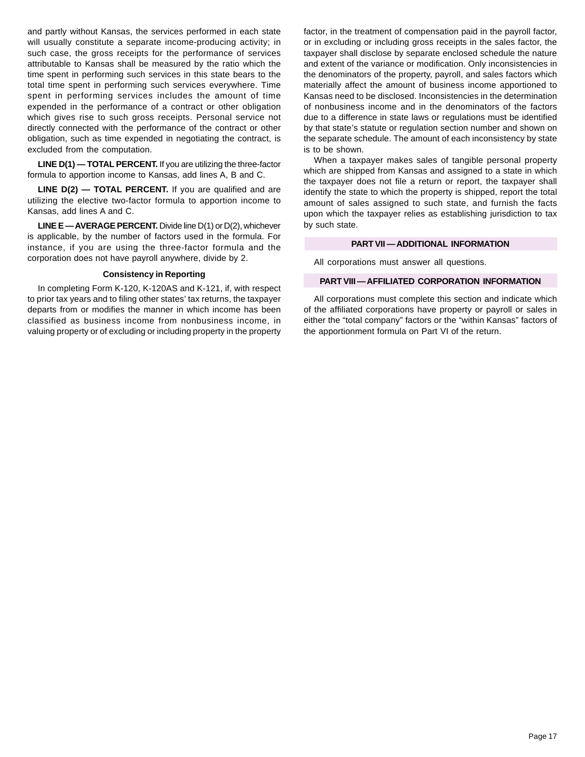and partly without Kansas, the services performed in each state will usually constitute a separate income-producing activity; in such case, the gross receipts for the performance of services attributable to Kansas shall be measured by the ratio which the time spent in performing such services in this state bears to the total time spent in performing such services everywhere. Time spent in performing services includes the amount of time expended in the performance of a contract or other obligation which gives rise to such gross receipts. Personal service not directly connected with the performance of the contract or other obligation, such as time expended in negotiating the contract, is excluded from the computation.

**LINE D(1) — TOTAL PERCENT.** If you are utilizing the three-factor formula to apportion income to Kansas, add lines A, B and C.

**LINE D(2) — TOTAL PERCENT.** If you are qualified and are utilizing the elective two-factor formula to apportion income to Kansas, add lines A and C.

**LINE E — AVERAGE PERCENT.** Divide line D(1) or D(2), whichever is applicable, by the number of factors used in the formula. For instance, if you are using the three-factor formula and the corporation does not have payroll anywhere, divide by 2.

**Consistency in Reporting**

In completing Form K-120, K-120AS and K-121, if, with respect to prior tax years and to filing other states' tax returns, the taxpayer departs from or modifies the manner in which income has been classified as business income from nonbusiness income, in valuing property or of excluding or including property in the property factor, in the treatment of compensation paid in the payroll factor, or in excluding or including gross receipts in the sales factor, the taxpayer shall disclose by separate enclosed schedule the nature and extent of the variance or modification. Only inconsistencies in the denominators of the property, payroll, and sales factors which materially affect the amount of business income apportioned to Kansas need to be disclosed. Inconsistencies in the determination of nonbusiness income and in the denominators of the factors due to a difference in state laws or regulations must be identified by that state's statute or regulation section number and shown on the separate schedule. The amount of each inconsistency by state is to be shown.

When a taxpayer makes sales of tangible personal property which are shipped from Kansas and assigned to a state in which the taxpayer does not file a return or report, the taxpayer shall identify the state to which the property is shipped, report the total amount of sales assigned to such state, and furnish the facts upon which the taxpayer relies as establishing jurisdiction to tax by such state.

## PART VII — ADDITIONAL INFORMATION

All corporations must answer all questions.

## PART VIII — AFFILIATED CORPORATION INFORMATION

All corporations must complete this section and indicate which of the affiliated corporations have property or payroll or sales in either the "total company" factors or the "within Kansas" factors of the apportionment formula on Part VI of the return.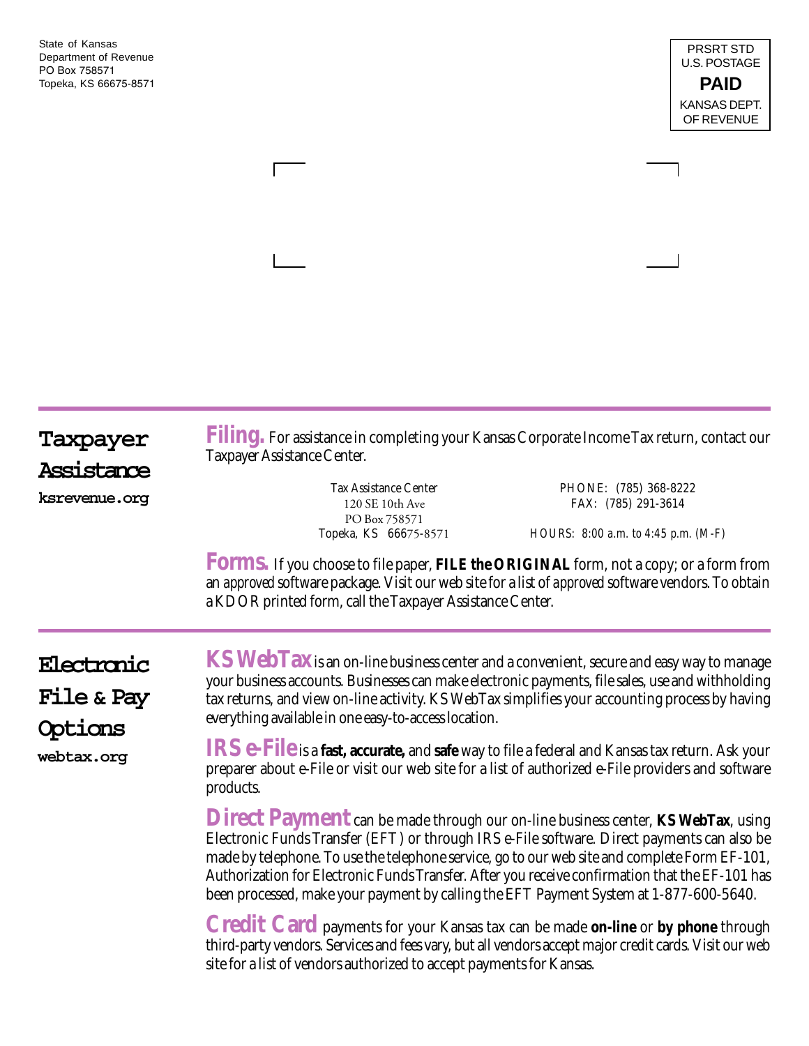State of Kansas
Department of Revenue
PO Box 758571
Topeka, KS 66675-8571

PRSRT STD
U.S. POSTAGE
**PAID**
KANSAS DEPT.
OF REVENUE

## Taxpayer Assistance

**ksrevenue.org**

**Filing.** For assistance in completing your Kansas Corporate Income Tax return, contact our Taxpayer Assistance Center.

Tax Assistance Center
120 SE 10th Ave
PO Box 758571
Topeka, KS 66675-8571

PHONE: (785) 368-8222
FAX: (785) 291-3614

HOURS: 8:00 a.m. to 4:45 p.m. (M-F)

**Forms.** If you choose to file paper, **FILE the ORIGINAL** form, not a copy; or a form from an approved software package. Visit our web site for a list of approved software vendors. To obtain a KDOR printed form, call the Taxpayer Assistance Center.

## Electronic File & Pay Options

**webtax.org**

**KS WebTax** is an on-line business center and a convenient, secure and easy way to manage your business accounts. Businesses can make electronic payments, file sales, use and withholding tax returns, and view on-line activity. KS WebTax simplifies your accounting process by having everything available in one easy-to-access location.

**IRS e-File** is a **fast, accurate,** and **safe** way to file a federal and Kansas tax return. Ask your preparer about e-File or visit our web site for a list of authorized e-File providers and software products.

**Direct Payment** can be made through our on-line business center, **KS WebTax**, using Electronic Funds Transfer (EFT) or through IRS e-File software. Direct payments can also be made by telephone. To use the telephone service, go to our web site and complete Form EF-101, Authorization for Electronic Funds Transfer. After you receive confirmation that the EF-101 has been processed, make your payment by calling the EFT Payment System at 1-877-600-5640.

**Credit Card** payments for your Kansas tax can be made **on-line** or **by phone** through third-party vendors. Services and fees vary, but all vendors accept major credit cards. Visit our web site for a list of vendors authorized to accept payments for Kansas.